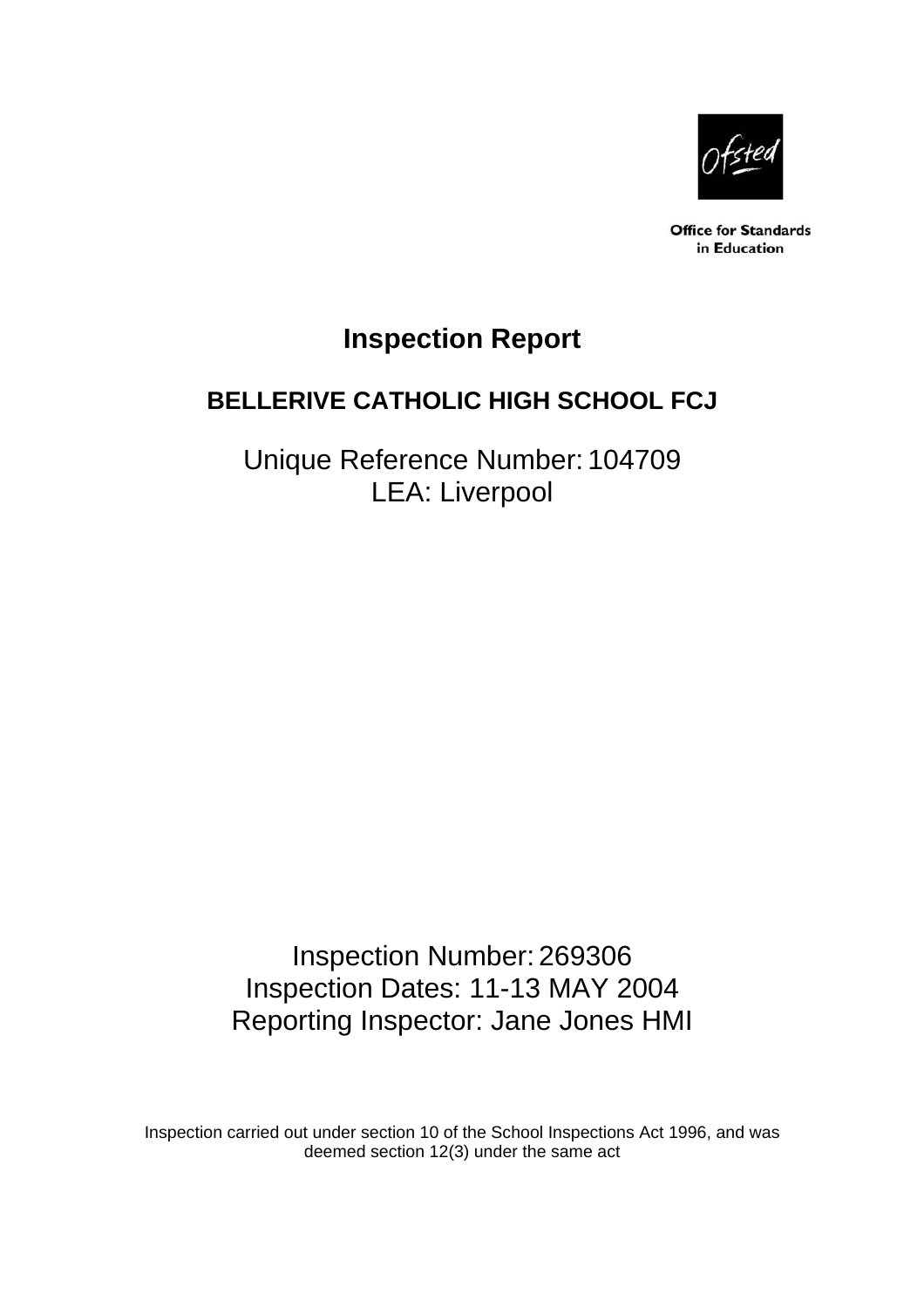Office for Standards in Education

# Inspection Report

## BELLERIVE CATHOLIC HIGH SCHOOL FCJ

Unique Reference Number: 104709
LEA: Liverpool

Inspection Number: 269306
Inspection Dates: 11-13 MAY 2004
Reporting Inspector: Jane Jones HMI

Inspection carried out under section 10 of the School Inspections Act 1996, and was deemed section 12(3) under the same act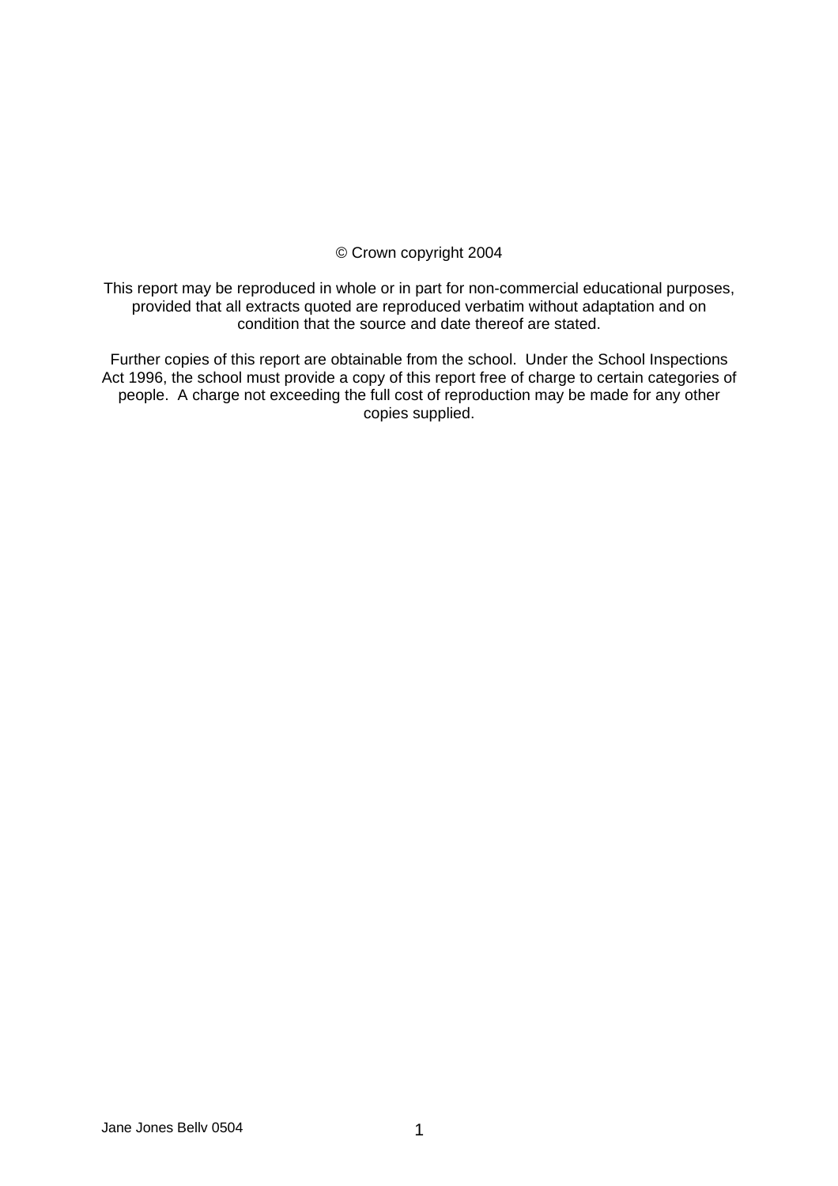© Crown copyright 2004

This report may be reproduced in whole or in part for non-commercial educational purposes, provided that all extracts quoted are reproduced verbatim without adaptation and on condition that the source and date thereof are stated.

Further copies of this report are obtainable from the school. Under the School Inspections Act 1996, the school must provide a copy of this report free of charge to certain categories of people. A charge not exceeding the full cost of reproduction may be made for any other copies supplied.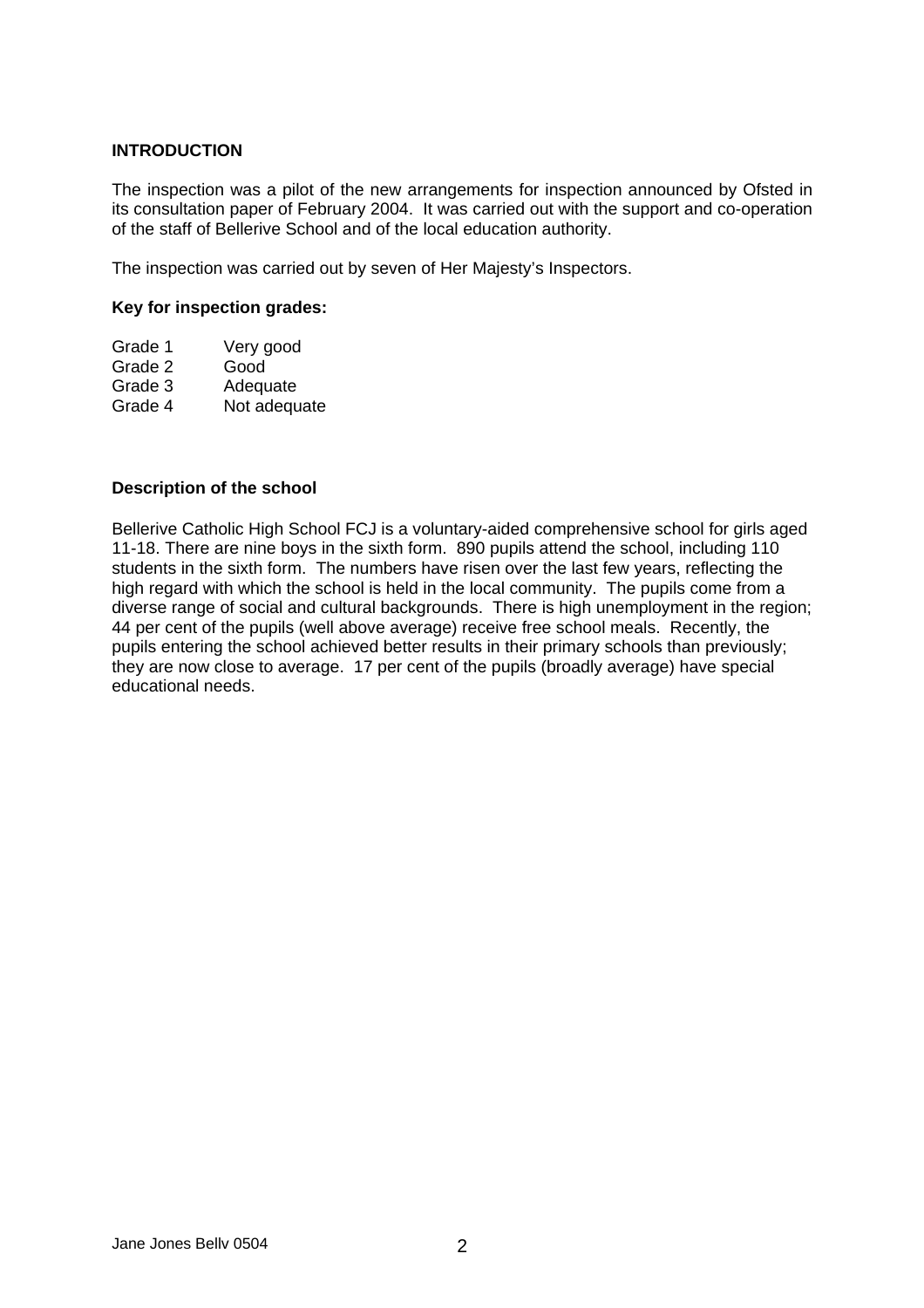## INTRODUCTION

The inspection was a pilot of the new arrangements for inspection announced by Ofsted in its consultation paper of February 2004. It was carried out with the support and co-operation of the staff of Bellerive School and of the local education authority.

The inspection was carried out by seven of Her Majesty's Inspectors.

### Key for inspection grades:

| | |
|---|---|
| Grade 1 | Very good |
| Grade 2 | Good |
| Grade 3 | Adequate |
| Grade 4 | Not adequate |

### Description of the school

Bellerive Catholic High School FCJ is a voluntary-aided comprehensive school for girls aged 11-18. There are nine boys in the sixth form. 890 pupils attend the school, including 110 students in the sixth form. The numbers have risen over the last few years, reflecting the high regard with which the school is held in the local community. The pupils come from a diverse range of social and cultural backgrounds. There is high unemployment in the region; 44 per cent of the pupils (well above average) receive free school meals. Recently, the pupils entering the school achieved better results in their primary schools than previously; they are now close to average. 17 per cent of the pupils (broadly average) have special educational needs.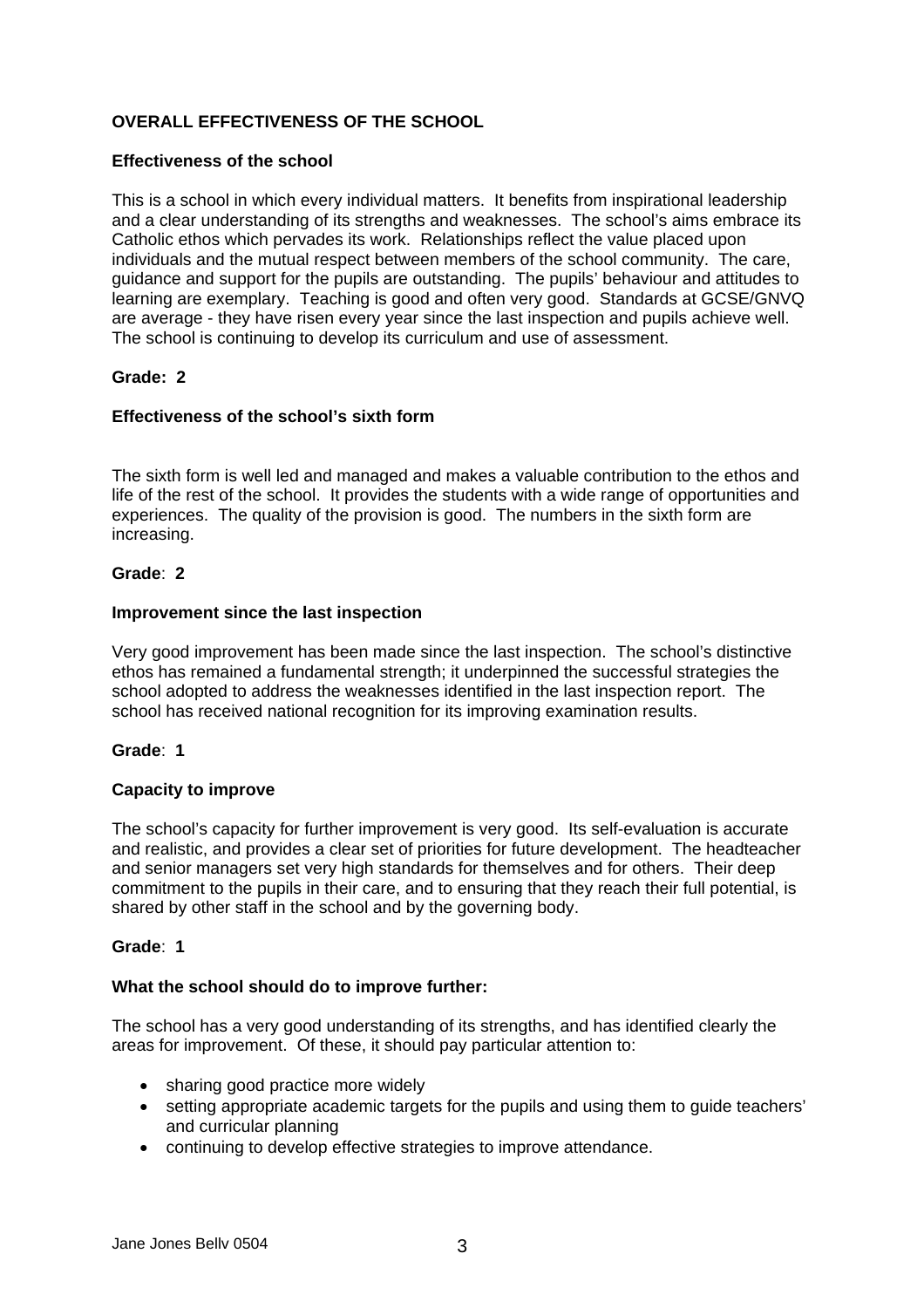# OVERALL EFFECTIVENESS OF THE SCHOOL

## Effectiveness of the school

This is a school in which every individual matters. It benefits from inspirational leadership and a clear understanding of its strengths and weaknesses. The school's aims embrace its Catholic ethos which pervades its work. Relationships reflect the value placed upon individuals and the mutual respect between members of the school community. The care, guidance and support for the pupils are outstanding. The pupils' behaviour and attitudes to learning are exemplary. Teaching is good and often very good. Standards at GCSE/GNVQ are average - they have risen every year since the last inspection and pupils achieve well. The school is continuing to develop its curriculum and use of assessment.

**Grade: 2**

## Effectiveness of the school's sixth form

The sixth form is well led and managed and makes a valuable contribution to the ethos and life of the rest of the school. It provides the students with a wide range of opportunities and experiences. The quality of the provision is good. The numbers in the sixth form are increasing.

**Grade**: **2**

## Improvement since the last inspection

Very good improvement has been made since the last inspection. The school's distinctive ethos has remained a fundamental strength; it underpinned the successful strategies the school adopted to address the weaknesses identified in the last inspection report. The school has received national recognition for its improving examination results.

**Grade**: **1**

## Capacity to improve

The school's capacity for further improvement is very good. Its self-evaluation is accurate and realistic, and provides a clear set of priorities for future development. The headteacher and senior managers set very high standards for themselves and for others. Their deep commitment to the pupils in their care, and to ensuring that they reach their full potential, is shared by other staff in the school and by the governing body.

**Grade**: **1**

## What the school should do to improve further:

The school has a very good understanding of its strengths, and has identified clearly the areas for improvement. Of these, it should pay particular attention to:

- sharing good practice more widely
- setting appropriate academic targets for the pupils and using them to guide teachers' and curricular planning
- continuing to develop effective strategies to improve attendance.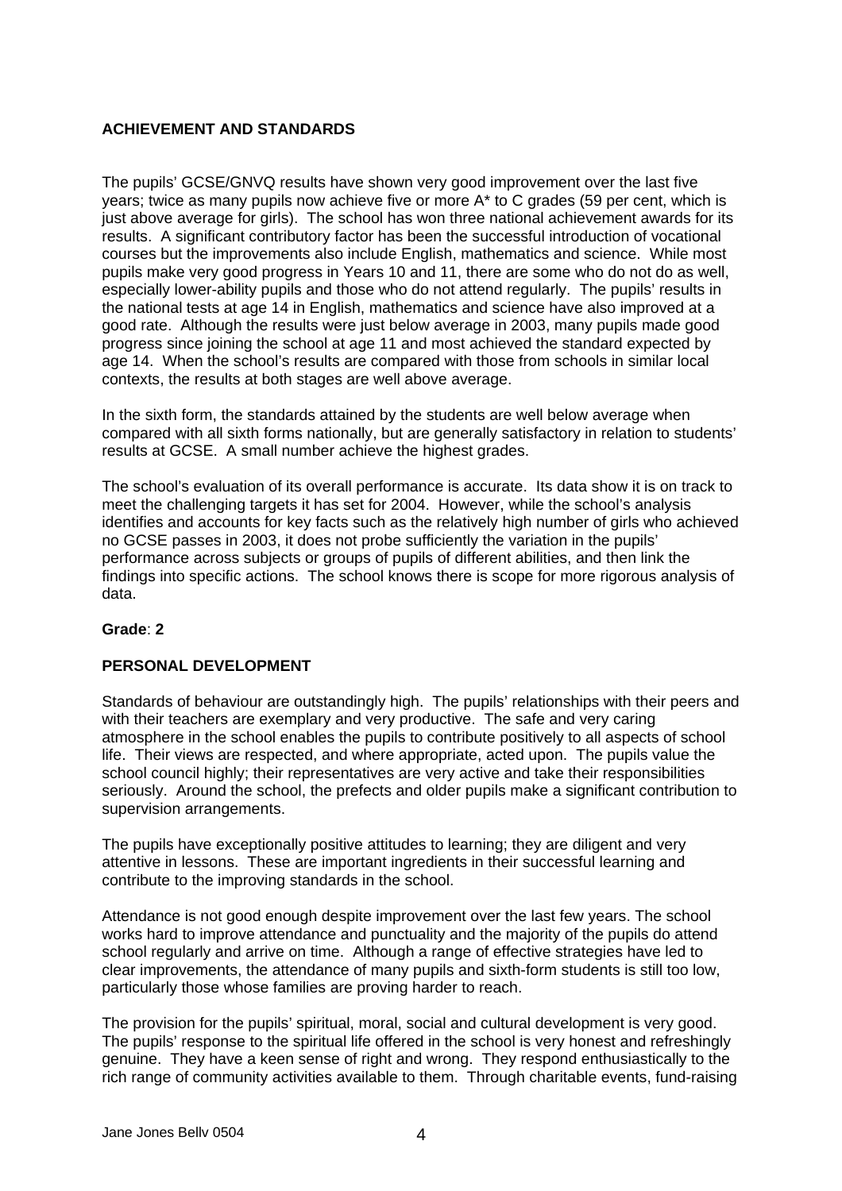## ACHIEVEMENT AND STANDARDS

The pupils' GCSE/GNVQ results have shown very good improvement over the last five years; twice as many pupils now achieve five or more A* to C grades (59 per cent, which is just above average for girls). The school has won three national achievement awards for its results. A significant contributory factor has been the successful introduction of vocational courses but the improvements also include English, mathematics and science. While most pupils make very good progress in Years 10 and 11, there are some who do not do as well, especially lower-ability pupils and those who do not attend regularly. The pupils' results in the national tests at age 14 in English, mathematics and science have also improved at a good rate. Although the results were just below average in 2003, many pupils made good progress since joining the school at age 11 and most achieved the standard expected by age 14. When the school's results are compared with those from schools in similar local contexts, the results at both stages are well above average.

In the sixth form, the standards attained by the students are well below average when compared with all sixth forms nationally, but are generally satisfactory in relation to students' results at GCSE. A small number achieve the highest grades.

The school's evaluation of its overall performance is accurate. Its data show it is on track to meet the challenging targets it has set for 2004. However, while the school's analysis identifies and accounts for key facts such as the relatively high number of girls who achieved no GCSE passes in 2003, it does not probe sufficiently the variation in the pupils' performance across subjects or groups of pupils of different abilities, and then link the findings into specific actions. The school knows there is scope for more rigorous analysis of data.

**Grade**: **2**

## PERSONAL DEVELOPMENT

Standards of behaviour are outstandingly high. The pupils' relationships with their peers and with their teachers are exemplary and very productive. The safe and very caring atmosphere in the school enables the pupils to contribute positively to all aspects of school life. Their views are respected, and where appropriate, acted upon. The pupils value the school council highly; their representatives are very active and take their responsibilities seriously. Around the school, the prefects and older pupils make a significant contribution to supervision arrangements.

The pupils have exceptionally positive attitudes to learning; they are diligent and very attentive in lessons. These are important ingredients in their successful learning and contribute to the improving standards in the school.

Attendance is not good enough despite improvement over the last few years. The school works hard to improve attendance and punctuality and the majority of the pupils do attend school regularly and arrive on time. Although a range of effective strategies have led to clear improvements, the attendance of many pupils and sixth-form students is still too low, particularly those whose families are proving harder to reach.

The provision for the pupils' spiritual, moral, social and cultural development is very good. The pupils' response to the spiritual life offered in the school is very honest and refreshingly genuine. They have a keen sense of right and wrong. They respond enthusiastically to the rich range of community activities available to them. Through charitable events, fund-raising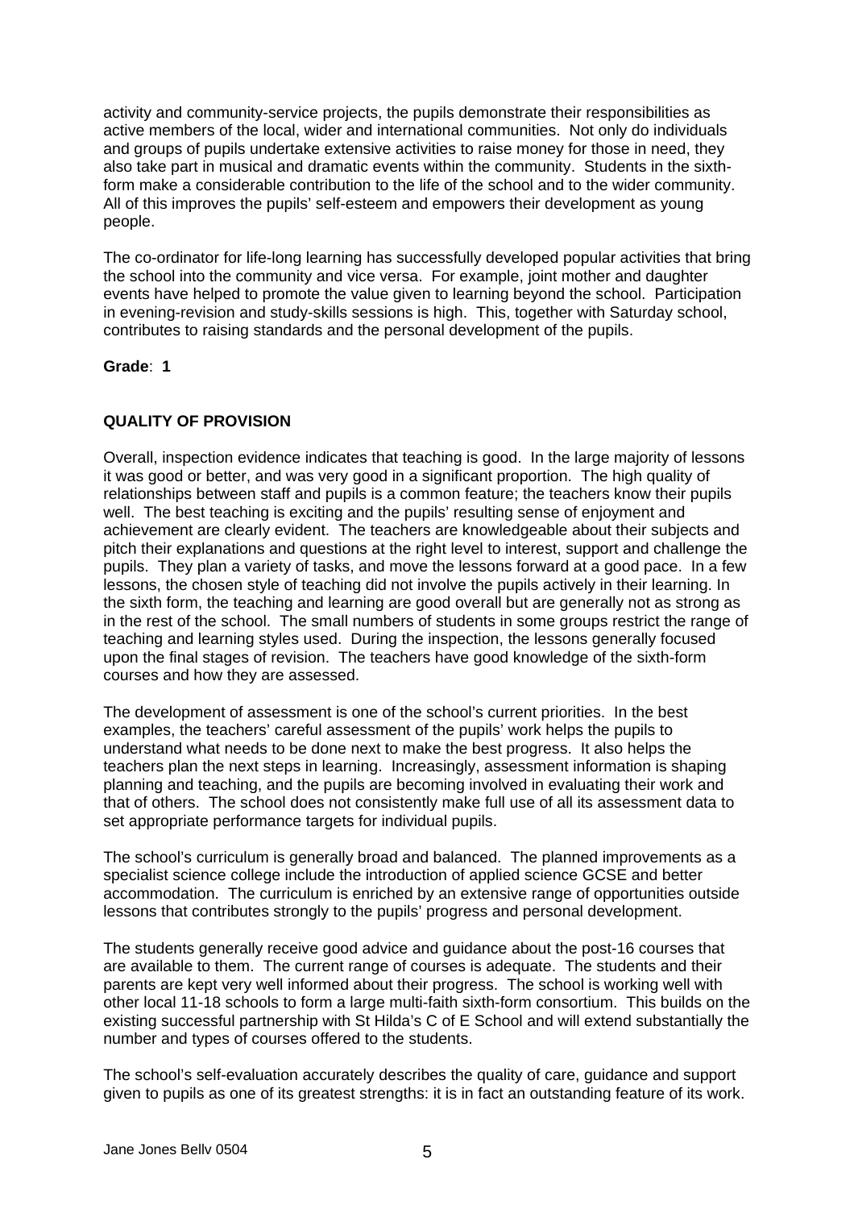activity and community-service projects, the pupils demonstrate their responsibilities as active members of the local, wider and international communities. Not only do individuals and groups of pupils undertake extensive activities to raise money for those in need, they also take part in musical and dramatic events within the community. Students in the sixth-form make a considerable contribution to the life of the school and to the wider community. All of this improves the pupils' self-esteem and empowers their development as young people.

The co-ordinator for life-long learning has successfully developed popular activities that bring the school into the community and vice versa. For example, joint mother and daughter events have helped to promote the value given to learning beyond the school. Participation in evening-revision and study-skills sessions is high. This, together with Saturday school, contributes to raising standards and the personal development of the pupils.

**Grade**: **1**

## QUALITY OF PROVISION

Overall, inspection evidence indicates that teaching is good. In the large majority of lessons it was good or better, and was very good in a significant proportion. The high quality of relationships between staff and pupils is a common feature; the teachers know their pupils well. The best teaching is exciting and the pupils' resulting sense of enjoyment and achievement are clearly evident. The teachers are knowledgeable about their subjects and pitch their explanations and questions at the right level to interest, support and challenge the pupils. They plan a variety of tasks, and move the lessons forward at a good pace. In a few lessons, the chosen style of teaching did not involve the pupils actively in their learning. In the sixth form, the teaching and learning are good overall but are generally not as strong as in the rest of the school. The small numbers of students in some groups restrict the range of teaching and learning styles used. During the inspection, the lessons generally focused upon the final stages of revision. The teachers have good knowledge of the sixth-form courses and how they are assessed.

The development of assessment is one of the school's current priorities. In the best examples, the teachers' careful assessment of the pupils' work helps the pupils to understand what needs to be done next to make the best progress. It also helps the teachers plan the next steps in learning. Increasingly, assessment information is shaping planning and teaching, and the pupils are becoming involved in evaluating their work and that of others. The school does not consistently make full use of all its assessment data to set appropriate performance targets for individual pupils.

The school's curriculum is generally broad and balanced. The planned improvements as a specialist science college include the introduction of applied science GCSE and better accommodation. The curriculum is enriched by an extensive range of opportunities outside lessons that contributes strongly to the pupils' progress and personal development.

The students generally receive good advice and guidance about the post-16 courses that are available to them. The current range of courses is adequate. The students and their parents are kept very well informed about their progress. The school is working well with other local 11-18 schools to form a large multi-faith sixth-form consortium. This builds on the existing successful partnership with St Hilda's C of E School and will extend substantially the number and types of courses offered to the students.

The school's self-evaluation accurately describes the quality of care, guidance and support given to pupils as one of its greatest strengths: it is in fact an outstanding feature of its work.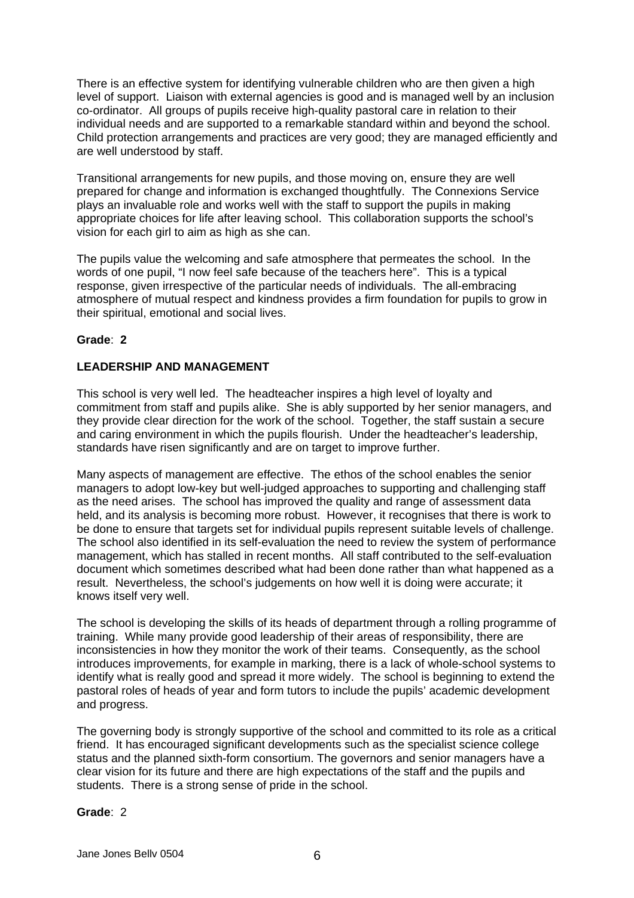There is an effective system for identifying vulnerable children who are then given a high level of support. Liaison with external agencies is good and is managed well by an inclusion co-ordinator. All groups of pupils receive high-quality pastoral care in relation to their individual needs and are supported to a remarkable standard within and beyond the school. Child protection arrangements and practices are very good; they are managed efficiently and are well understood by staff.

Transitional arrangements for new pupils, and those moving on, ensure they are well prepared for change and information is exchanged thoughtfully. The Connexions Service plays an invaluable role and works well with the staff to support the pupils in making appropriate choices for life after leaving school. This collaboration supports the school's vision for each girl to aim as high as she can.

The pupils value the welcoming and safe atmosphere that permeates the school. In the words of one pupil, "I now feel safe because of the teachers here". This is a typical response, given irrespective of the particular needs of individuals. The all-embracing atmosphere of mutual respect and kindness provides a firm foundation for pupils to grow in their spiritual, emotional and social lives.

**Grade**: **2**

**LEADERSHIP AND MANAGEMENT**

This school is very well led. The headteacher inspires a high level of loyalty and commitment from staff and pupils alike. She is ably supported by her senior managers, and they provide clear direction for the work of the school. Together, the staff sustain a secure and caring environment in which the pupils flourish. Under the headteacher's leadership, standards have risen significantly and are on target to improve further.

Many aspects of management are effective. The ethos of the school enables the senior managers to adopt low-key but well-judged approaches to supporting and challenging staff as the need arises. The school has improved the quality and range of assessment data held, and its analysis is becoming more robust. However, it recognises that there is work to be done to ensure that targets set for individual pupils represent suitable levels of challenge. The school also identified in its self-evaluation the need to review the system of performance management, which has stalled in recent months. All staff contributed to the self-evaluation document which sometimes described what had been done rather than what happened as a result. Nevertheless, the school's judgements on how well it is doing were accurate; it knows itself very well.

The school is developing the skills of its heads of department through a rolling programme of training. While many provide good leadership of their areas of responsibility, there are inconsistencies in how they monitor the work of their teams. Consequently, as the school introduces improvements, for example in marking, there is a lack of whole-school systems to identify what is really good and spread it more widely. The school is beginning to extend the pastoral roles of heads of year and form tutors to include the pupils' academic development and progress.

The governing body is strongly supportive of the school and committed to its role as a critical friend. It has encouraged significant developments such as the specialist science college status and the planned sixth-form consortium. The governors and senior managers have a clear vision for its future and there are high expectations of the staff and the pupils and students. There is a strong sense of pride in the school.

**Grade**: 2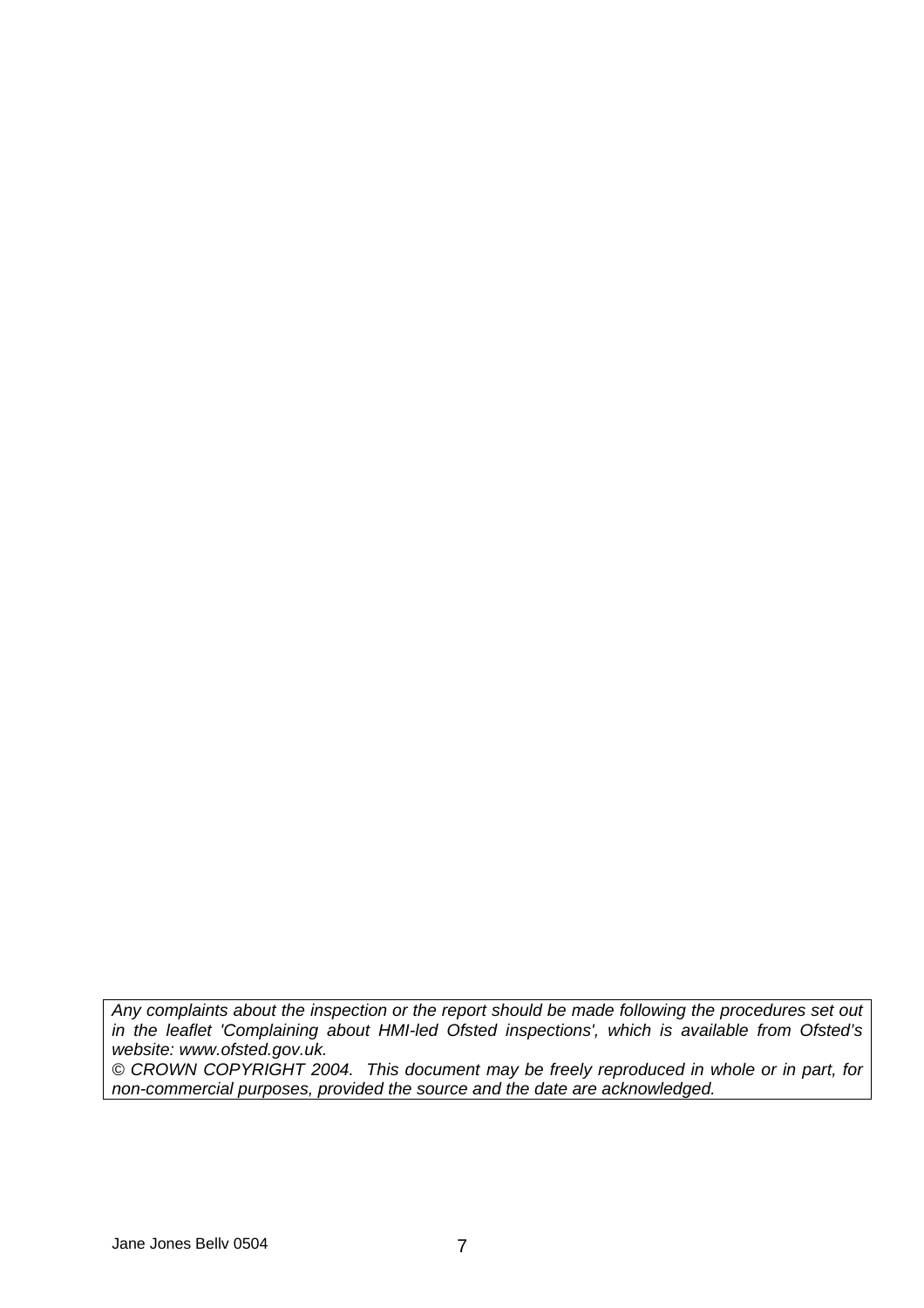*Any complaints about the inspection or the report should be made following the procedures set out in the leaflet 'Complaining about HMI-led Ofsted inspections', which is available from Ofsted's website: www.ofsted.gov.uk.*
*© CROWN COPYRIGHT 2004. This document may be freely reproduced in whole or in part, for non-commercial purposes, provided the source and the date are acknowledged.*